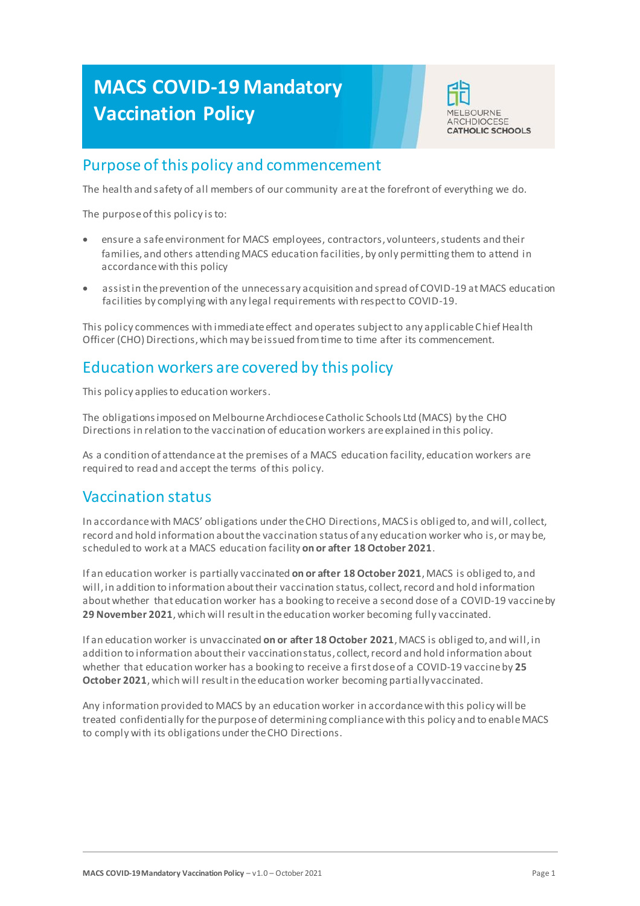# MACS COVID-19 Mandatory Vaccination Policy

## Purpose of this policy and commencement

The health and safety of all members of our community are at the forefront of everything we do.

The purpose of this policy is to:

- ensure a safe environment for MACS employees, contractors, volunteers, students and their families, and others attending MACS education facilities, by only permitting them to attend in accordance with this policy
- assist in the prevention of the unnecessary acquisition and spread of COVID-19 at MACS education facilities by complying with any legal requirements with respect to COVID-19.

This policy commences with immediate effect and operates subject to any applicable Chief Health Officer (CHO) Directions, which may be issued from time to time after its commencement.

## Education workers are covered by this policy

This policy applies to education workers.

The obligations imposed on Melbourne Archdiocese Catholic Schools Ltd (MACS) by the CHO Directions in relation to the vaccination of education workers are explained in this policy.

As a condition of attendance at the premises of a MACS education facility, education workers are required to read and accept the terms of this policy.

## Vaccination status

In accordance with MACS' obligations under the CHO Directions, MACS is obliged to, and will, collect, record and hold information about the vaccination status of any education worker who is, or may be, scheduled to work at a MACS education facility **on or after 18 October 2021**.

If an education worker is partially vaccinated **on or after 18 October 2021**, MACS is obliged to, and will, in addition to information about their vaccination status, collect, record and hold information about whether that education worker has a booking to receive a second dose of a COVID-19 vaccine by **29 November 2021**, which will result in the education worker becoming fully vaccinated.

If an education worker is unvaccinated **on or after 18 October 2021**, MACS is obliged to, and will, in addition to information about their vaccination status, collect, record and hold information about whether that education worker has a booking to receive a first dose of a COVID-19 vaccine by **25 October 2021**, which will result in the education worker becoming partially vaccinated.

Any information provided to MACS by an education worker in accordance with this policy will be treated confidentially for the purpose of determining compliance with this policy and to enable MACS to comply with its obligations under the CHO Directions.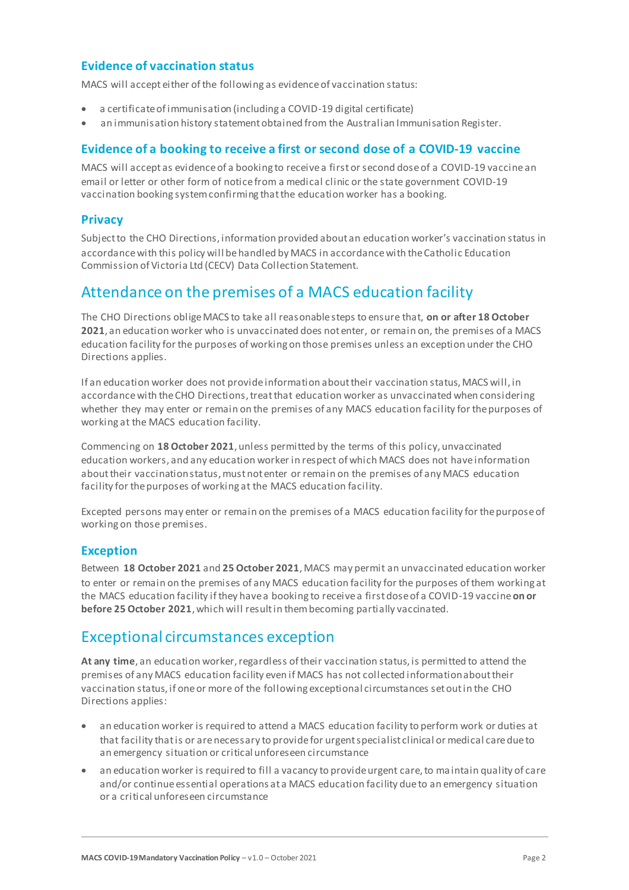### Evidence of vaccination status

MACS will accept either of the following as evidence of vaccination status:

- a certificate of immunisation (including a COVID-19 digital certificate)
- an immunisation history statement obtained from the Australian Immunisation Register.

### Evidence of a booking to receive a first or second dose of a COVID-19 vaccine

MACS will accept as evidence of a booking to receive a first or second dose of a COVID-19 vaccine an email or letter or other form of notice from a medical clinic or the state government COVID-19 vaccination booking system confirming that the education worker has a booking.

### Privacy

Subject to the CHO Directions, information provided about an education worker's vaccination status in accordance with this policy will be handled by MACS in accordance with the Catholic Education Commission of Victoria Ltd (CECV) Data Collection Statement.

## Attendance on the premises of a MACS education facility

The CHO Directions oblige MACS to take all reasonable steps to ensure that, **on or after 18 October 2021**, an education worker who is unvaccinated does not enter, or remain on, the premises of a MACS education facility for the purposes of working on those premises unless an exception under the CHO Directions applies.

If an education worker does not provide information about their vaccination status, MACS will, in accordance with the CHO Directions, treat that education worker as unvaccinated when considering whether they may enter or remain on the premises of any MACS education facility for the purposes of working at the MACS education facility.

Commencing on **18 October 2021**, unless permitted by the terms of this policy, unvaccinated education workers, and any education worker in respect of which MACS does not have information about their vaccination status, must not enter or remain on the premises of any MACS education facility for the purposes of working at the MACS education facility.

Excepted persons may enter or remain on the premises of a MACS education facility for the purpose of working on those premises.

### Exception

Between **18 October 2021** and **25 October 2021**, MACS may permit an unvaccinated education worker to enter or remain on the premises of any MACS education facility for the purposes of them working at the MACS education facility if they have a booking to receive a first dose of a COVID-19 vaccine **on or before 25 October 2021**, which will result in them becoming partially vaccinated.

## Exceptional circumstances exception

**At any time**, an education worker, regardless of their vaccination status, is permitted to attend the premises of any MACS education facility even if MACS has not collected information about their vaccination status, if one or more of the following exceptional circumstances set out in the CHO Directions applies:

- an education worker is required to attend a MACS education facility to perform work or duties at that facility that is or are necessary to provide for urgent specialist clinical or medical care due to an emergency situation or critical unforeseen circumstance
- an education worker is required to fill a vacancy to provide urgent care, to maintain quality of care and/or continue essential operations at a MACS education facility due to an emergency situation or a critical unforeseen circumstance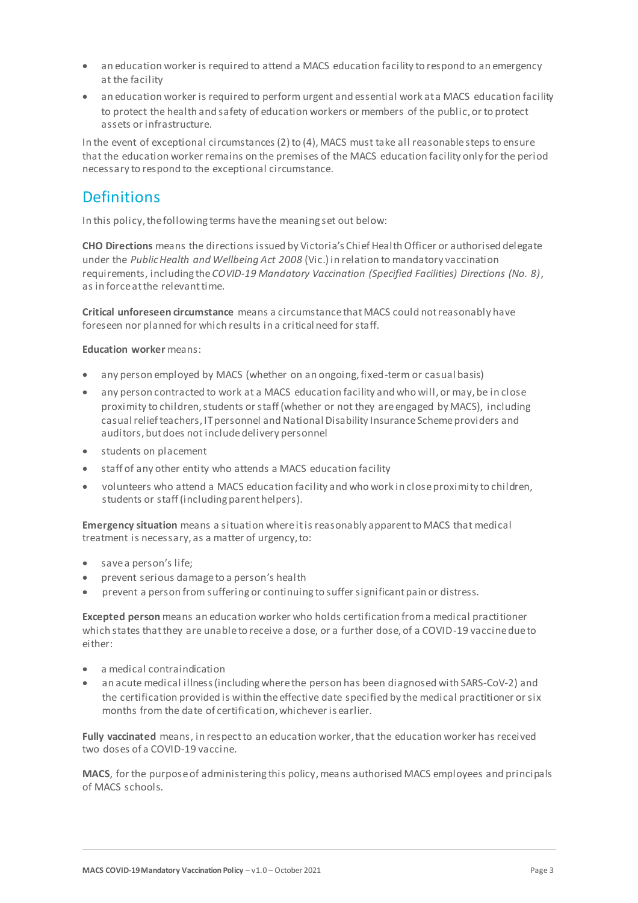- an education worker is required to attend a MACS education facility to respond to an emergency at the facility
- an education worker is required to perform urgent and essential work at a MACS education facility to protect the health and safety of education workers or members of the public, or to protect assets or infrastructure.

In the event of exceptional circumstances (2) to (4), MACS must take all reasonable steps to ensure that the education worker remains on the premises of the MACS education facility only for the period necessary to respond to the exceptional circumstance.

## Definitions

In this policy, the following terms have the meaning set out below:

**CHO Directions** means the directions issued by Victoria's Chief Health Officer or authorised delegate under the *Public Health and Wellbeing Act 2008* (Vic.) in relation to mandatory vaccination requirements, including the *COVID-19 Mandatory Vaccination (Specified Facilities) Directions (No. 8)*, as in force at the relevant time.

**Critical unforeseen circumstance** means a circumstance that MACS could not reasonably have foreseen nor planned for which results in a critical need for staff.

**Education worker** means:

- any person employed by MACS (whether on an ongoing, fixed-term or casual basis)
- any person contracted to work at a MACS education facility and who will, or may, be in close proximity to children, students or staff (whether or not they are engaged by MACS), including casual relief teachers, IT personnel and National Disability Insurance Scheme providers and auditors, but does not include delivery personnel
- students on placement
- staff of any other entity who attends a MACS education facility
- volunteers who attend a MACS education facility and who work in close proximity to children, students or staff (including parent helpers).

**Emergency situation** means a situation where it is reasonably apparent to MACS that medical treatment is necessary, as a matter of urgency, to:

- save a person's life;
- prevent serious damage to a person's health
- prevent a person from suffering or continuing to suffer significant pain or distress.

**Excepted person** means an education worker who holds certification from a medical practitioner which states that they are unable to receive a dose, or a further dose, of a COVID-19 vaccine due to either:

- a medical contraindication
- an acute medical illness (including where the person has been diagnosed with SARS-CoV-2) and the certification provided is within the effective date specified by the medical practitioner or six months from the date of certification, whichever is earlier.

**Fully vaccinated** means, in respect to an education worker, that the education worker has received two doses of a COVID-19 vaccine.

**MACS**, for the purpose of administering this policy, means authorised MACS employees and principals of MACS schools.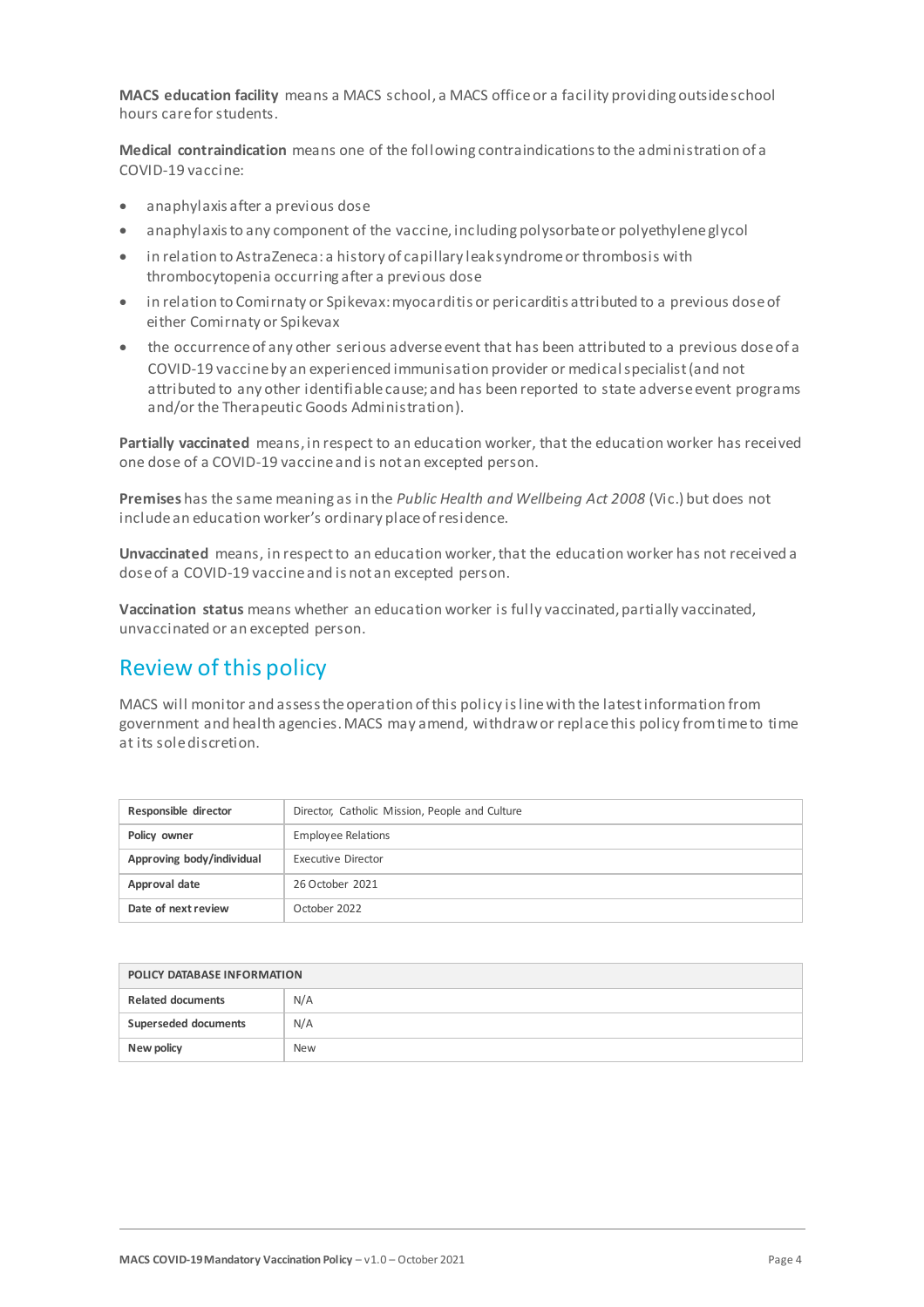**MACS education facility** means a MACS school, a MACS office or a facility providing outside school hours care for students.

**Medical contraindication** means one of the following contraindications to the administration of a COVID-19 vaccine:

- anaphylaxis after a previous dose
- anaphylaxis to any component of the vaccine, including polysorbate or polyethylene glycol
- in relation to AstraZeneca: a history of capillary leak syndrome or thrombosis with thrombocytopenia occurring after a previous dose
- in relation to Comirnaty or Spikevax: myocarditis or pericarditis attributed to a previous dose of either Comirnaty or Spikevax
- the occurrence of any other serious adverse event that has been attributed to a previous dose of a COVID-19 vaccine by an experienced immunisation provider or medical specialist (and not attributed to any other identifiable cause; and has been reported to state adverse event programs and/or the Therapeutic Goods Administration).

**Partially vaccinated** means, in respect to an education worker, that the education worker has received one dose of a COVID-19 vaccine and is not an excepted person.

**Premises** has the same meaning as in the *Public Health and Wellbeing Act 2008* (Vic.) but does not include an education worker's ordinary place of residence.

**Unvaccinated** means, in respect to an education worker, that the education worker has not received a dose of a COVID-19 vaccine and is not an excepted person.

**Vaccination status** means whether an education worker is fully vaccinated, partially vaccinated, unvaccinated or an excepted person.

## Review of this policy

MACS will monitor and assess the operation of this policy is line with the latest information from government and health agencies. MACS may amend, withdraw or replace this policy from time to time at its sole discretion.

| | |
|---|---|
| **Responsible director** | Director, Catholic Mission, People and Culture |
| **Policy owner** | Employee Relations |
| **Approving body/individual** | Executive Director |
| **Approval date** | 26 October 2021 |
| **Date of next review** | October 2022 |

| **POLICY DATABASE INFORMATION** | |
|---|---|
| **Related documents** | N/A |
| **Superseded documents** | N/A |
| **New policy** | New |